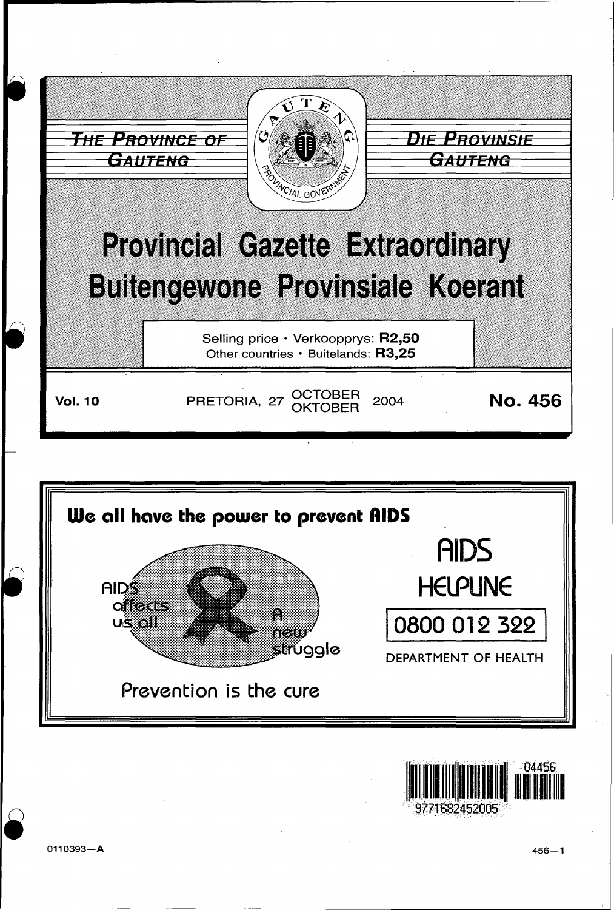THE PROVINCE OF GAUTENG

DIE PROVINSIE GAUTENG

# Provincial Gazette Extraordinary
# Buitengewone Provinsiale Koerant

Selling price · Verkoopprys: **R2,50**
Other countries · Buitelands: **R3,25**

**Vol. 10** PRETORIA, 27 OCTOBER / OKTOBER 2004 **No. 456**

**We all have the power to prevent AIDS**

AIDS affects us all

A new struggle

Prevention is the cure

AIDS HELPLINE

0800 012 322

DEPARTMENT OF HEALTH

04456

9771682452005

0110393—A

456—1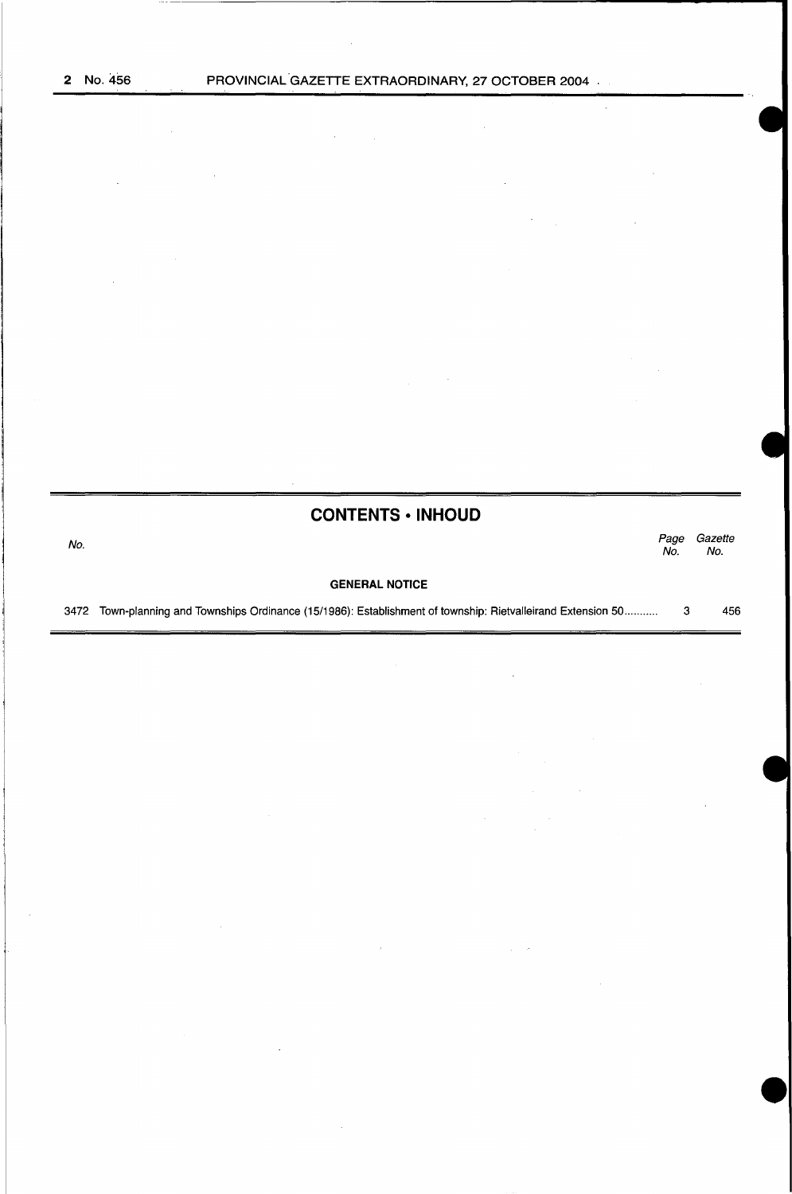## CONTENTS • INHOUD

| No. | | Page No. | Gazette No. |
|---|---|---|---|
| | **GENERAL NOTICE** | | |
| 3472 | Town-planning and Townships Ordinance (15/1986): Establishment of township: Rietvalleirand Extension 50........... | 3 | 456 |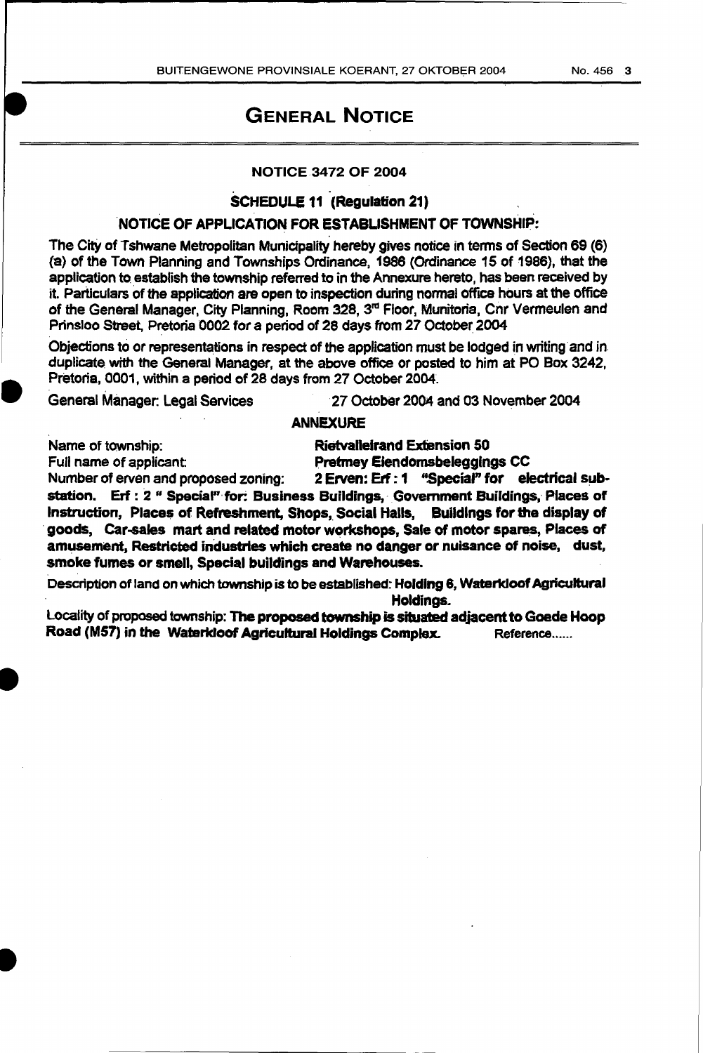# GENERAL NOTICE

## NOTICE 3472 OF 2004

### SCHEDULE 11 (Regulation 21)

### NOTICE OF APPLICATION FOR ESTABLISHMENT OF TOWNSHIP:

The City of Tshwane Metropolitan Municipality hereby gives notice in terms of Section 69 (6) (a) of the Town Planning and Townships Ordinance, 1986 (Ordinance 15 of 1986), that the application to establish the township referred to in the Annexure hereto, has been received by it. Particulars of the application are open to inspection during normal office hours at the office of the General Manager, City Planning, Room 328, 3rd Floor, Munitoria, Cnr Vermeulen and Prinsloo Street, Pretoria 0002 for a period of 28 days from 27 October 2004

Objections to or representations in respect of the application must be lodged in writing and in duplicate with the General Manager, at the above office or posted to him at PO Box 3242, Pretoria, 0001, within a period of 28 days from 27 October 2004.

General Manager: Legal Services 27 October 2004 and 03 November 2004

**ANNEXURE**

Name of township: **Rietvalleirand Extension 50**

Full name of applicant: **Pretmey Eiendomsbeleggings CC**

Number of erven and proposed zoning: **2 Erven: Erf : 1 "Special" for electrical sub-station. Erf : 2 " Special" for: Business Buildings, Government Buildings, Places of Instruction, Places of Refreshment, Shops, Social Halls, Buildings for the display of goods, Car-sales mart and related motor workshops, Sale of motor spares, Places of amusement, Restricted industries which create no danger or nuisance of noise, dust, smoke fumes or smell, Special buildings and Warehouses.**

Description of land on which township is to be established: **Holding 6, Waterkloof Agricultural Holdings.**

Locality of proposed township: **The proposed township is situated adjacent to Goede Hoop Road (M57) in the Waterkloof Agricultural Holdings Complex.** Reference......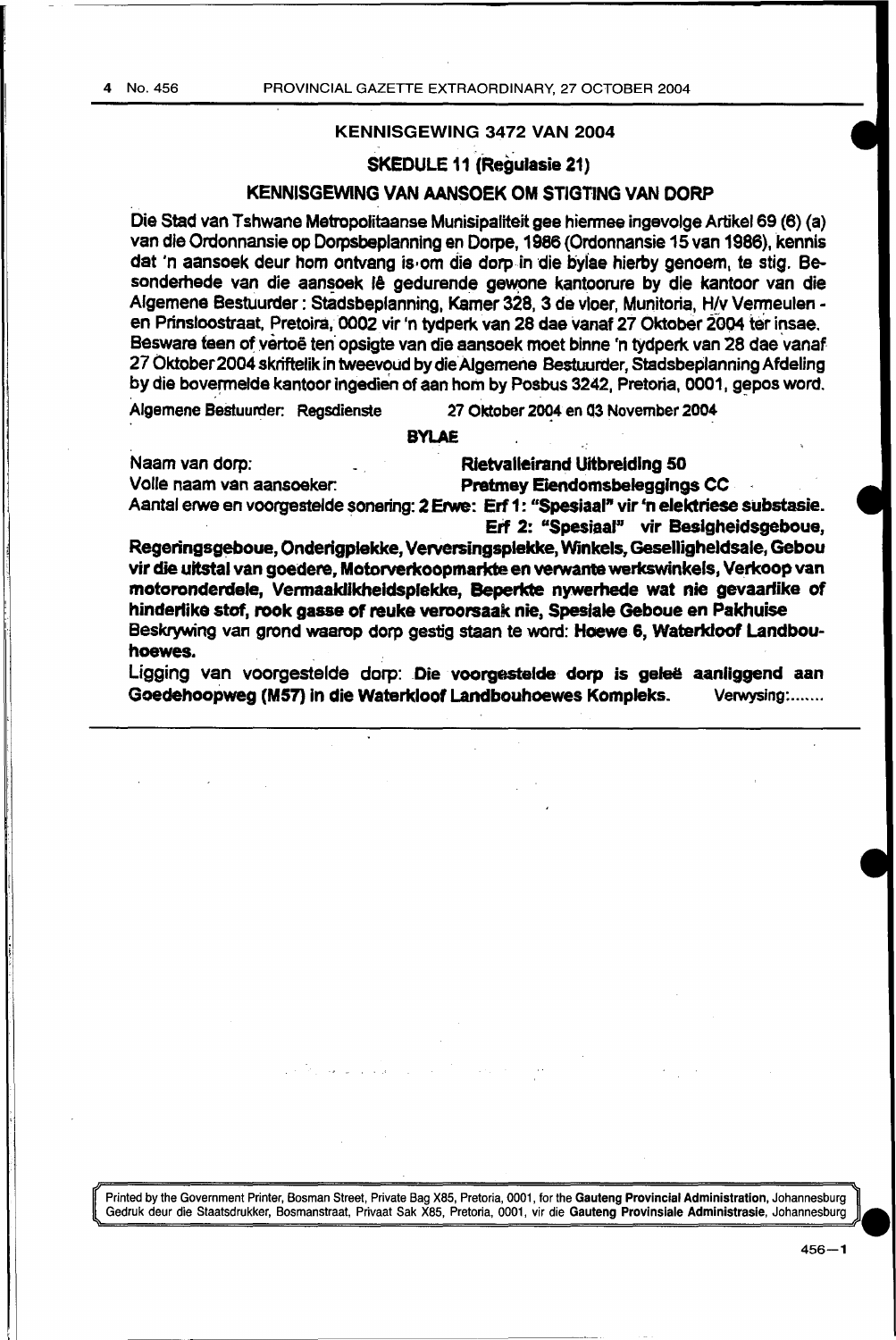## KENNISGEWING 3472 VAN 2004

### SKEDULE 11 (Regulasie 21)

### KENNISGEWING VAN AANSOEK OM STIGTING VAN DORP

Die Stad van Tshwane Metropolitaanse Munisipaliteit gee hiermee ingevolge Artikel 69 (6) (a) van die Ordonnansie op Dorpsbeplanning en Dorpe, 1986 (Ordonnansie 15 van 1986), kennis dat 'n aansoek deur hom ontvang is om die dorp in die bylae hierby genoem, te stig. Besonderhede van die aansoek lê gedurende gewone kantoorure by die kantoor van die Algemene Bestuurder : Stadsbeplanning, Kamer 328, 3 de vloer, Munitoria, H/v Vermeulen - en Prinsloostraat, Pretoira, 0002 vir 'n tydperk van 28 dae vanaf 27 Oktober 2004 ter insae. Besware teen of vertoë ten opsigte van die aansoek moet binne 'n tydperk van 28 dae vanaf 27 Oktober 2004 skriftelik in tweevoud by die Algemene Bestuurder, Stadsbeplanning Afdeling by die bovermelde kantoor ingedien of aan hom by Posbus 3242, Pretoria, 0001, gepos word.

Algemene Bestuurder: Regsdienste 27 Oktober 2004 en 03 November 2004

**BYLAE**

Naam van dorp: **Rietvalleirand Uitbreiding 50**

Volle naam van aansoeker: **Pretmey Eiendomsbeleggings CC**

Aantal erwe en voorgestelde sonering: **2 Erwe: Erf 1: "Spesiaal" vir 'n elektriese substasie. Erf 2: "Spesiaal" vir Besigheidsgeboue, Regeringsgeboue, Onderigplekke, Verversingsplekke, Winkels, Geselligheidsale, Gebou vir die uitstal van goedere, Motorverkoopmarkte en verwante werkswinkels, Verkoop van motoronderdele, Vermaaklikheidsplekke, Beperkte nywerhede wat nie gevaarlike of hinderlike stof, rook gasse of reuke veroorsaak nie, Spesiale Geboue en Pakhuise**

Beskrywing van grond waarop dorp gestig staan te word: **Hoewe 6, Waterkloof Landbouhoewes.**

Ligging van voorgestelde dorp: **Die voorgestelde dorp is geleë aanliggend aan Goedehoopweg (M57) in die Waterkloof Landbouhoewes Kompleks.** Verwysing:.......

Printed by the Government Printer, Bosman Street, Private Bag X85, Pretoria, 0001, for the **Gauteng Provincial Administration**, Johannesburg
Gedruk deur die Staatsdrukker, Bosmanstraat, Privaat Sak X85, Pretoria, 0001, vir die **Gauteng Provinsiale Administrasie**, Johannesburg

456—1